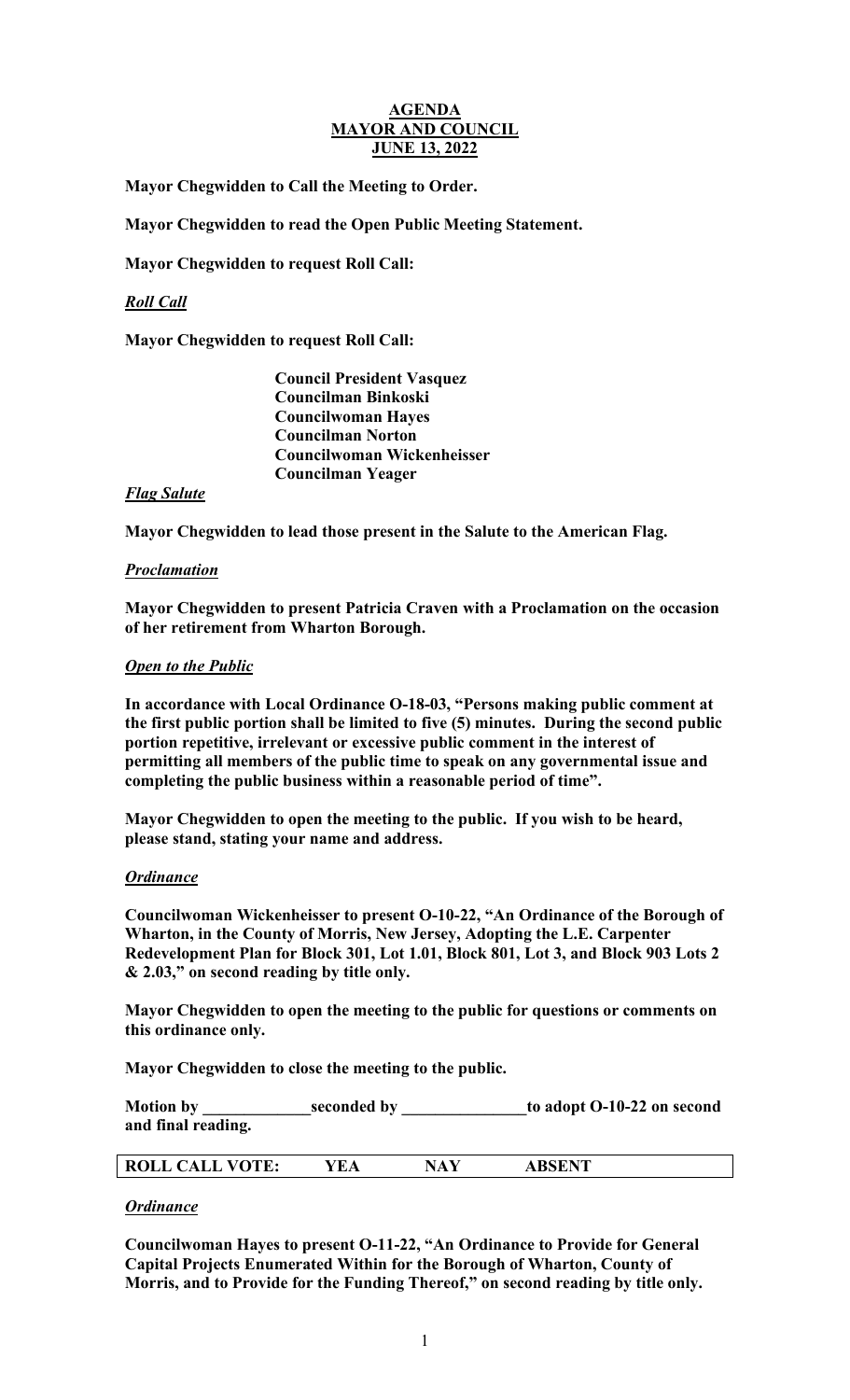# **AGENDA**
# **MAYOR AND COUNCIL**
# **JUNE 13, 2022**

**Mayor Chegwidden to Call the Meeting to Order.**

**Mayor Chegwidden to read the Open Public Meeting Statement.**

**Mayor Chegwidden to request Roll Call:**

***Roll Call***

**Mayor Chegwidden to request Roll Call:**

**Council President Vasquez**
**Councilman Binkoski**
**Councilwoman Hayes**
**Councilman Norton**
**Councilwoman Wickenheisser**
**Councilman Yeager**

***Flag Salute***

**Mayor Chegwidden to lead those present in the Salute to the American Flag.**

***Proclamation***

**Mayor Chegwidden to present Patricia Craven with a Proclamation on the occasion of her retirement from Wharton Borough.**

***Open to the Public***

**In accordance with Local Ordinance O-18-03, "Persons making public comment at the first public portion shall be limited to five (5) minutes. During the second public portion repetitive, irrelevant or excessive public comment in the interest of permitting all members of the public time to speak on any governmental issue and completing the public business within a reasonable period of time".**

**Mayor Chegwidden to open the meeting to the public. If you wish to be heard, please stand, stating your name and address.**

***Ordinance***

**Councilwoman Wickenheisser to present O-10-22, "An Ordinance of the Borough of Wharton, in the County of Morris, New Jersey, Adopting the L.E. Carpenter Redevelopment Plan for Block 301, Lot 1.01, Block 801, Lot 3, and Block 903 Lots 2 & 2.03," on second reading by title only.**

**Mayor Chegwidden to open the meeting to the public for questions or comments on this ordinance only.**

**Mayor Chegwidden to close the meeting to the public.**

**Motion by \_\_\_\_\_\_\_\_\_\_\_\_\_seconded by \_\_\_\_\_\_\_\_\_\_\_\_\_\_\_to adopt O-10-22 on second and final reading.**

| ROLL CALL VOTE: | YEA | NAY | ABSENT |
|---|---|---|---|

***Ordinance***

**Councilwoman Hayes to present O-11-22, "An Ordinance to Provide for General Capital Projects Enumerated Within for the Borough of Wharton, County of Morris, and to Provide for the Funding Thereof," on second reading by title only.**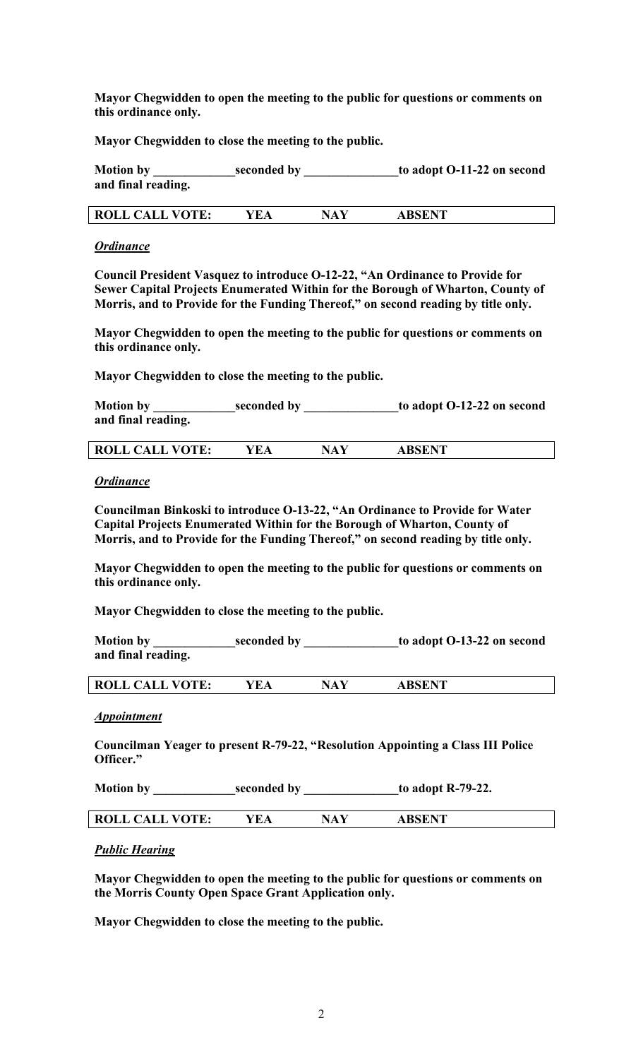**Mayor Chegwidden to open the meeting to the public for questions or comments on this ordinance only.**

**Mayor Chegwidden to close the meeting to the public.**

**Motion by _____________seconded by _______________to adopt O-11-22 on second and final reading.**

| ROLL CALL VOTE: | YEA | NAY | ABSENT |
|---|---|---|---|

***Ordinance***

**Council President Vasquez to introduce O-12-22, "An Ordinance to Provide for Sewer Capital Projects Enumerated Within for the Borough of Wharton, County of Morris, and to Provide for the Funding Thereof," on second reading by title only.**

**Mayor Chegwidden to open the meeting to the public for questions or comments on this ordinance only.**

**Mayor Chegwidden to close the meeting to the public.**

**Motion by _____________seconded by _______________to adopt O-12-22 on second and final reading.**

| ROLL CALL VOTE: | YEA | NAY | ABSENT |
|---|---|---|---|

***Ordinance***

**Councilman Binkoski to introduce O-13-22, "An Ordinance to Provide for Water Capital Projects Enumerated Within for the Borough of Wharton, County of Morris, and to Provide for the Funding Thereof," on second reading by title only.**

**Mayor Chegwidden to open the meeting to the public for questions or comments on this ordinance only.**

**Mayor Chegwidden to close the meeting to the public.**

**Motion by _____________seconded by _______________to adopt O-13-22 on second and final reading.**

| ROLL CALL VOTE: | YEA | NAY | ABSENT |
|---|---|---|---|

***Appointment***

**Councilman Yeager to present R-79-22, "Resolution Appointing a Class III Police Officer."**

**Motion by _____________seconded by _______________to adopt R-79-22.**

| ROLL CALL VOTE: | YEA | NAY | ABSENT |
|---|---|---|---|

***Public Hearing***

**Mayor Chegwidden to open the meeting to the public for questions or comments on the Morris County Open Space Grant Application only.**

**Mayor Chegwidden to close the meeting to the public.**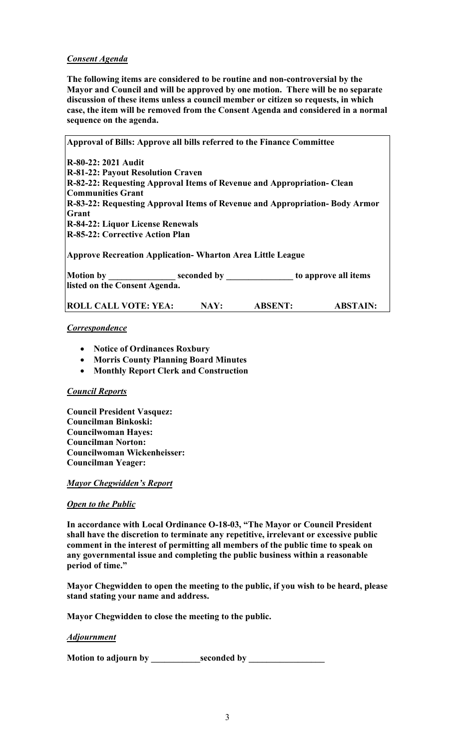***Consent Agenda***

**The following items are considered to be routine and non-controversial by the Mayor and Council and will be approved by one motion. There will be no separate discussion of these items unless a council member or citizen so requests, in which case, the item will be removed from the Consent Agenda and considered in a normal sequence on the agenda.**

**Approval of Bills: Approve all bills referred to the Finance Committee**

**R-80-22: 2021 Audit**
**R-81-22: Payout Resolution Craven**
**R-82-22: Requesting Approval Items of Revenue and Appropriation- Clean Communities Grant**
**R-83-22: Requesting Approval Items of Revenue and Appropriation- Body Armor Grant**
**R-84-22: Liquor License Renewals**
**R-85-22: Corrective Action Plan**

**Approve Recreation Application- Wharton Area Little League**

**Motion by _______________ seconded by _______________ to approve all items listed on the Consent Agenda.**

**ROLL CALL VOTE: YEA: NAY: ABSENT: ABSTAIN:**

***Correspondence***

- **Notice of Ordinances Roxbury**
- **Morris County Planning Board Minutes**
- **Monthly Report Clerk and Construction**

***Council Reports***

**Council President Vasquez:**
**Councilman Binkoski:**
**Councilwoman Hayes:**
**Councilman Norton:**
**Councilwoman Wickenheisser:**
**Councilman Yeager:**

***Mayor Chegwidden's Report***

***Open to the Public***

**In accordance with Local Ordinance O-18-03, "The Mayor or Council President shall have the discretion to terminate any repetitive, irrelevant or excessive public comment in the interest of permitting all members of the public time to speak on any governmental issue and completing the public business within a reasonable period of time."**

**Mayor Chegwidden to open the meeting to the public, if you wish to be heard, please stand stating your name and address.**

**Mayor Chegwidden to close the meeting to the public.**

***Adjournment***

**Motion to adjourn by ___________seconded by _________________**